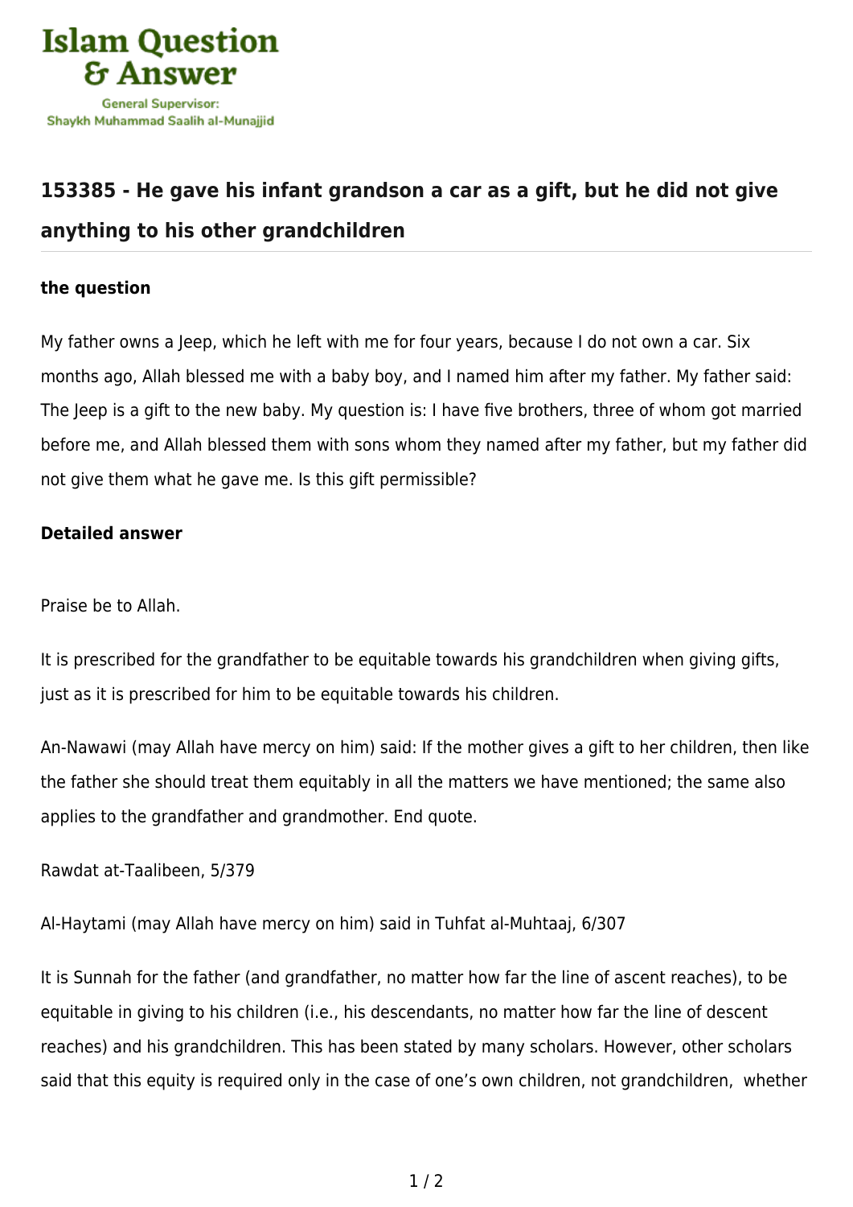## 153385 - He gave his infant grandson a car as a gift, but he did not give anything to his other grandchildren

### the question

My father owns a Jeep, which he left with me for four years, because I do not own a car. Six months ago, Allah blessed me with a baby boy, and I named him after my father. My father said: The Jeep is a gift to the new baby. My question is: I have five brothers, three of whom got married before me, and Allah blessed them with sons whom they named after my father, but my father did not give them what he gave me. Is this gift permissible?

### Detailed answer

Praise be to Allah.

It is prescribed for the grandfather to be equitable towards his grandchildren when giving gifts, just as it is prescribed for him to be equitable towards his children.

An-Nawawi (may Allah have mercy on him) said: If the mother gives a gift to her children, then like the father she should treat them equitably in all the matters we have mentioned; the same also applies to the grandfather and grandmother. End quote.

Rawdat at-Taalibeen, 5/379

Al-Haytami (may Allah have mercy on him) said in Tuhfat al-Muhtaaj, 6/307

It is Sunnah for the father (and grandfather, no matter how far the line of ascent reaches), to be equitable in giving to his children (i.e., his descendants, no matter how far the line of descent reaches) and his grandchildren. This has been stated by many scholars. However, other scholars said that this equity is required only in the case of one's own children, not grandchildren, whether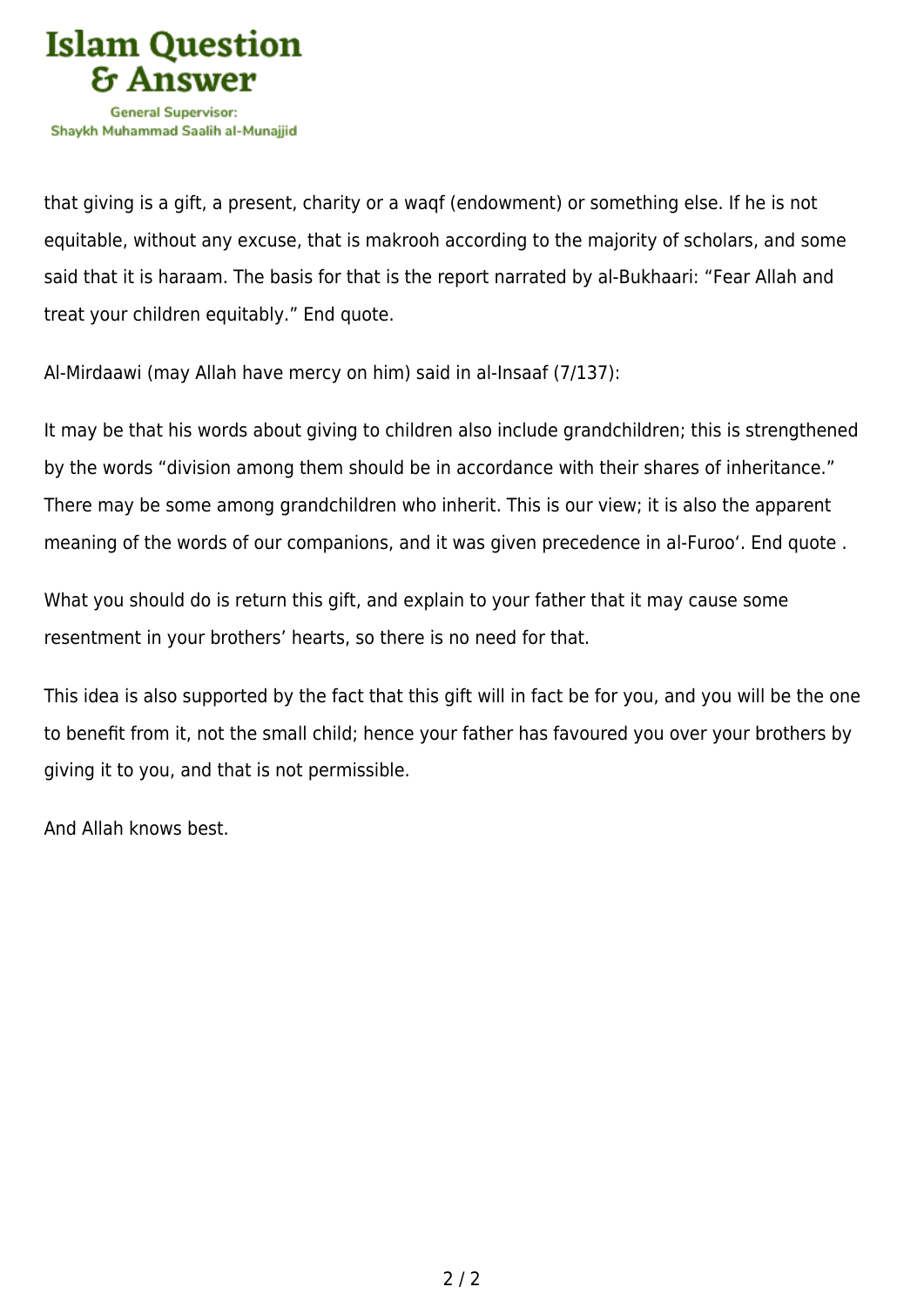that giving is a gift, a present, charity or a waqf (endowment) or something else. If he is not equitable, without any excuse, that is makrooh according to the majority of scholars, and some said that it is haraam. The basis for that is the report narrated by al-Bukhaari: "Fear Allah and treat your children equitably." End quote.

Al-Mirdaawi (may Allah have mercy on him) said in al-Insaaf (7/137):

It may be that his words about giving to children also include grandchildren; this is strengthened by the words "division among them should be in accordance with their shares of inheritance." There may be some among grandchildren who inherit. This is our view; it is also the apparent meaning of the words of our companions, and it was given precedence in al-Furoo'. End quote .

What you should do is return this gift, and explain to your father that it may cause some resentment in your brothers' hearts, so there is no need for that.

This idea is also supported by the fact that this gift will in fact be for you, and you will be the one to benefit from it, not the small child; hence your father has favoured you over your brothers by giving it to you, and that is not permissible.

And Allah knows best.